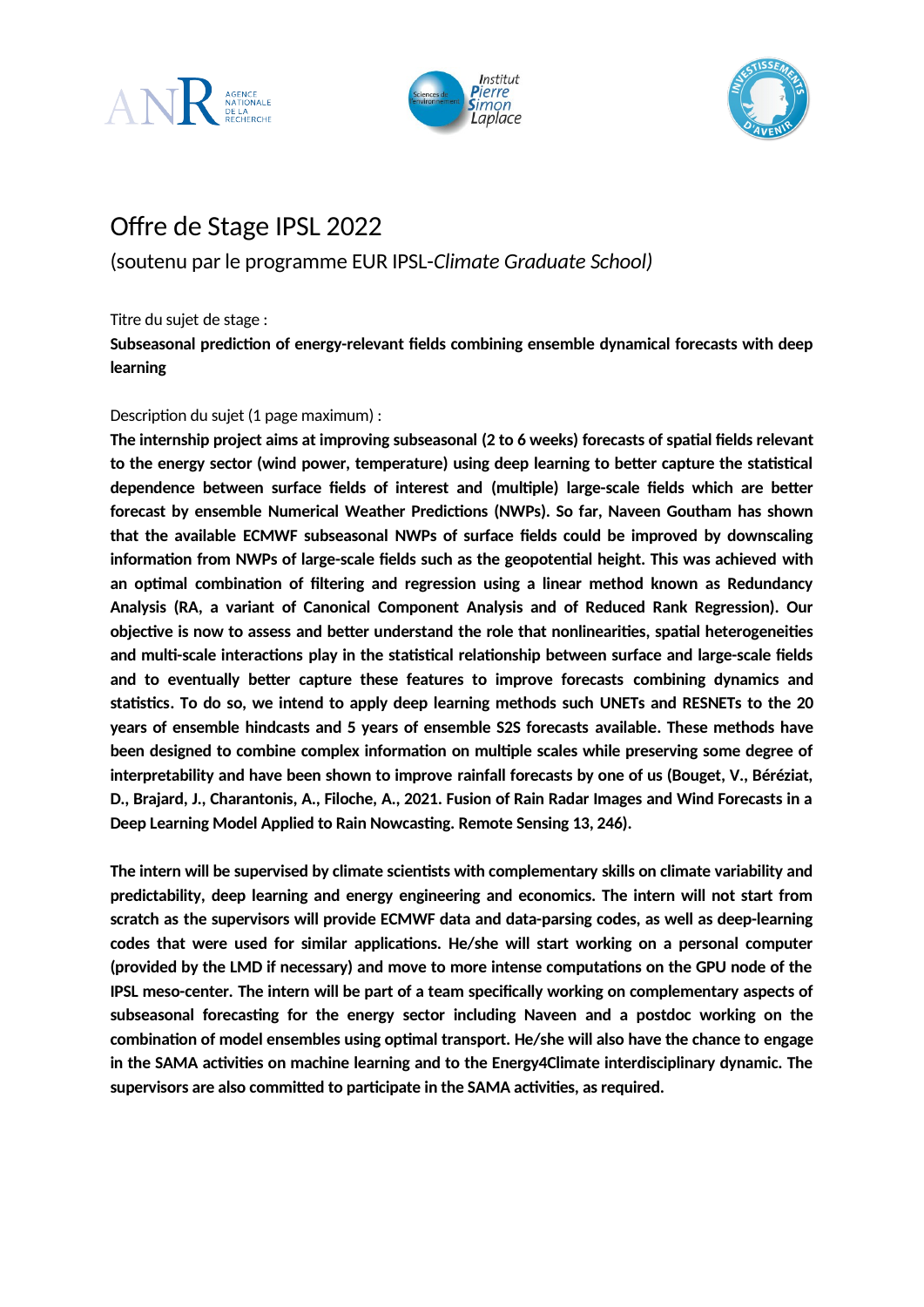# Offre de Stage IPSL 2022

(soutenu par le programme EUR IPSL-*Climate Graduate School)*

Titre du sujet de stage :

**Subseasonal prediction of energy-relevant fields combining ensemble dynamical forecasts with deep learning**

Description du sujet (1 page maximum) :

**The internship project aims at improving subseasonal (2 to 6 weeks) forecasts of spatial fields relevant to the energy sector (wind power, temperature) using deep learning to better capture the statistical dependence between surface fields of interest and (multiple) large-scale fields which are better forecast by ensemble Numerical Weather Predictions (NWPs). So far, Naveen Goutham has shown that the available ECMWF subseasonal NWPs of surface fields could be improved by downscaling information from NWPs of large-scale fields such as the geopotential height. This was achieved with an optimal combination of filtering and regression using a linear method known as Redundancy Analysis (RA, a variant of Canonical Component Analysis and of Reduced Rank Regression). Our objective is now to assess and better understand the role that nonlinearities, spatial heterogeneities and multi-scale interactions play in the statistical relationship between surface and large-scale fields and to eventually better capture these features to improve forecasts combining dynamics and statistics. To do so, we intend to apply deep learning methods such UNETs and RESNETs to the 20 years of ensemble hindcasts and 5 years of ensemble S2S forecasts available. These methods have been designed to combine complex information on multiple scales while preserving some degree of interpretability and have been shown to improve rainfall forecasts by one of us (Bouget, V., Béréziat, D., Brajard, J., Charantonis, A., Filoche, A., 2021. Fusion of Rain Radar Images and Wind Forecasts in a Deep Learning Model Applied to Rain Nowcasting. Remote Sensing 13, 246).**

**The intern will be supervised by climate scientists with complementary skills on climate variability and predictability, deep learning and energy engineering and economics. The intern will not start from scratch as the supervisors will provide ECMWF data and data-parsing codes, as well as deep-learning codes that were used for similar applications. He/she will start working on a personal computer (provided by the LMD if necessary) and move to more intense computations on the GPU node of the IPSL meso-center. The intern will be part of a team specifically working on complementary aspects of subseasonal forecasting for the energy sector including Naveen and a postdoc working on the combination of model ensembles using optimal transport. He/she will also have the chance to engage in the SAMA activities on machine learning and to the Energy4Climate interdisciplinary dynamic. The supervisors are also committed to participate in the SAMA activities, as required.**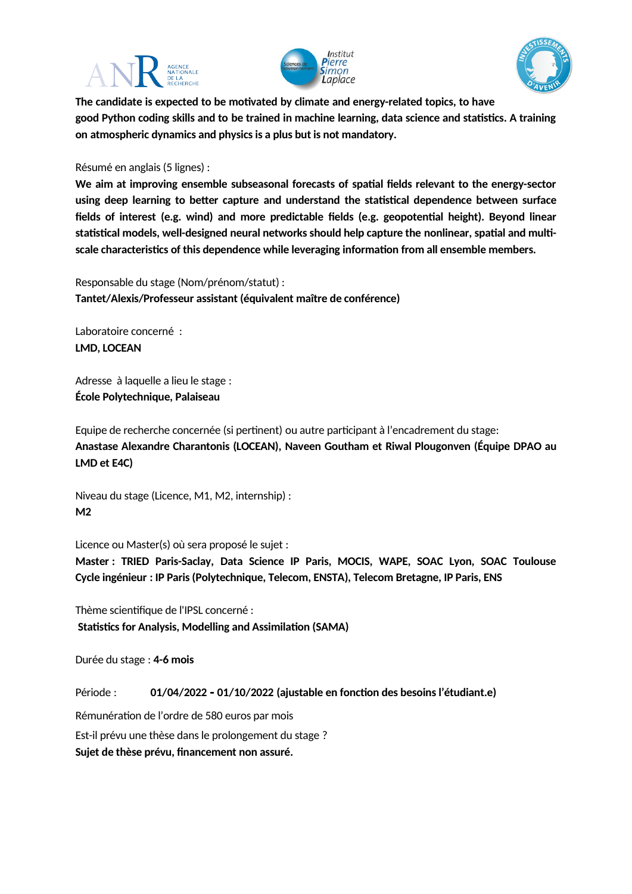**The candidate is expected to be motivated by climate and energy-related topics, to have good Python coding skills and to be trained in machine learning, data science and statistics. A training on atmospheric dynamics and physics is a plus but is not mandatory.**

Résumé en anglais (5 lignes) :

**We aim at improving ensemble subseasonal forecasts of spatial fields relevant to the energy-sector using deep learning to better capture and understand the statistical dependence between surface fields of interest (e.g. wind) and more predictable fields (e.g. geopotential height). Beyond linear statistical models, well-designed neural networks should help capture the nonlinear, spatial and multi-scale characteristics of this dependence while leveraging information from all ensemble members.**

Responsable du stage (Nom/prénom/statut) :

**Tantet/Alexis/Professeur assistant (équivalent maître de conférence)**

Laboratoire concerné :

**LMD, LOCEAN**

Adresse à laquelle a lieu le stage :

**École Polytechnique, Palaiseau**

Equipe de recherche concernée (si pertinent) ou autre participant à l'encadrement du stage:

**Anastase Alexandre Charantonis (LOCEAN), Naveen Goutham et Riwal Plougonven (Équipe DPAO au LMD et E4C)**

Niveau du stage (Licence, M1, M2, internship) :

**M2**

Licence ou Master(s) où sera proposé le sujet :

**Master : TRIED Paris-Saclay, Data Science IP Paris, MOCIS, WAPE, SOAC Lyon, SOAC Toulouse Cycle ingénieur : IP Paris (Polytechnique, Telecom, ENSTA), Telecom Bretagne, IP Paris, ENS**

Thème scientifique de l'IPSL concerné :

**Statistics for Analysis, Modelling and Assimilation (SAMA)**

Durée du stage : **4-6 mois**

Période : **01/04/2022 - 01/10/2022 (ajustable en fonction des besoins l'étudiant.e)**

Rémunération de l'ordre de 580 euros par mois

Est-il prévu une thèse dans le prolongement du stage ?

**Sujet de thèse prévu, financement non assuré.**